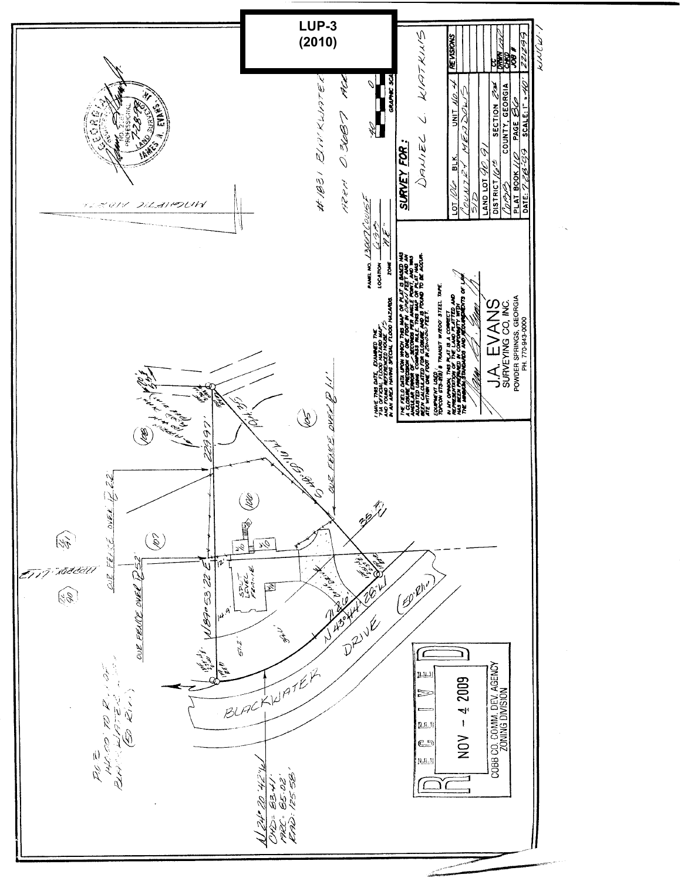**LUP-3**
**(2010)**

I HAVE THIS DATE, EXAMINED THE FIA OFFICIAL FLOOD HAZARD MAP AND FOUND REFERENCED HOUSE IS IN AN AREA HAVING SPECIAL FLOOD HAZARDS.

PANEL NO. 13067C0065F
LOCATION 65B
ZONE "X"

THE FIELD DATA UPON WHICH THIS MAP OR PLAT IS BASED HAS A CLOSURE PRECISION OF ONE FOOT IN 6,964 FEET AND AN ANGULAR ERROR OF 3 SECONDS PER ANGLE POINT, AND WAS ADJUSTED USING COMPASS RULE. THIS MAP OR PLAT HAS BEEN CALCULATED FOR CLOSURE AND IS FOUND TO BE ACCURATE WITHIN ONE FOOT IN 28,000 FEET.

EQUIPMENT USED: TOPCON GTS-3(B) TRANSIT W/200' STEEL TAPE.

IN MY OPINION, THIS PLAT IS A CORRECT REPRESENTATION OF THE LAND PLATTED AND HAS BEEN PREPARED IN CONFORMITY WITH THE MINIMUM STANDARDS AND REQUIREMENTS OF LAW.

**J.A. EVANS**
SURVEYING CO., INC.
POWDER SPRINGS, GEORGIA
PH. 770-943-0000

**SURVEY FOR:**
DANIEL L. KIATKINS

#1831 BLACKWATER
AREA 0.3687 AC

| | |
|---|---|
| LOT 106 BLK. UNIT NO. 4 | REVISIONS |
| COUNTRY MEADOWS S/D | |
| LAND LOT 90, 91 | |
| DISTRICT 16th SECTION 2nd | |
| COBB COUNTY, GEORGIA | CC / DRWN / CHKD |
| PLAT BOOK 110 PAGE 86 | JOB # |
| DATE: 7-28-99 SCALE: 1" = 40' | 221299 |

GRAPHIC SCALE 40 0

MAGNETIC NORTH

RECEIVED
NOV - 4 2009
COBB CO. COMM. DEV. AGENCY
ZONING DIVISION

BLACKWATER DRIVE (50' R/W)

N 24°20'42" W
CHD: 83.41'
ARC: 85.02'
RAD: 125.58'

POB 145.00' TO R/W OF BLACKWATER (50' R/W)

N 89°53'22" E 229.97'
S 48°01'10" W
N 43°44'28" W

OUR FENCE OVER ℞ 2.2
OUR FENCE OVER ℞ 5.2
OUR FENCE OVER ℞ 1.1

SPLIT LEVEL FRAME

108 / 107 / 106 / 105

LL 90 / LL 91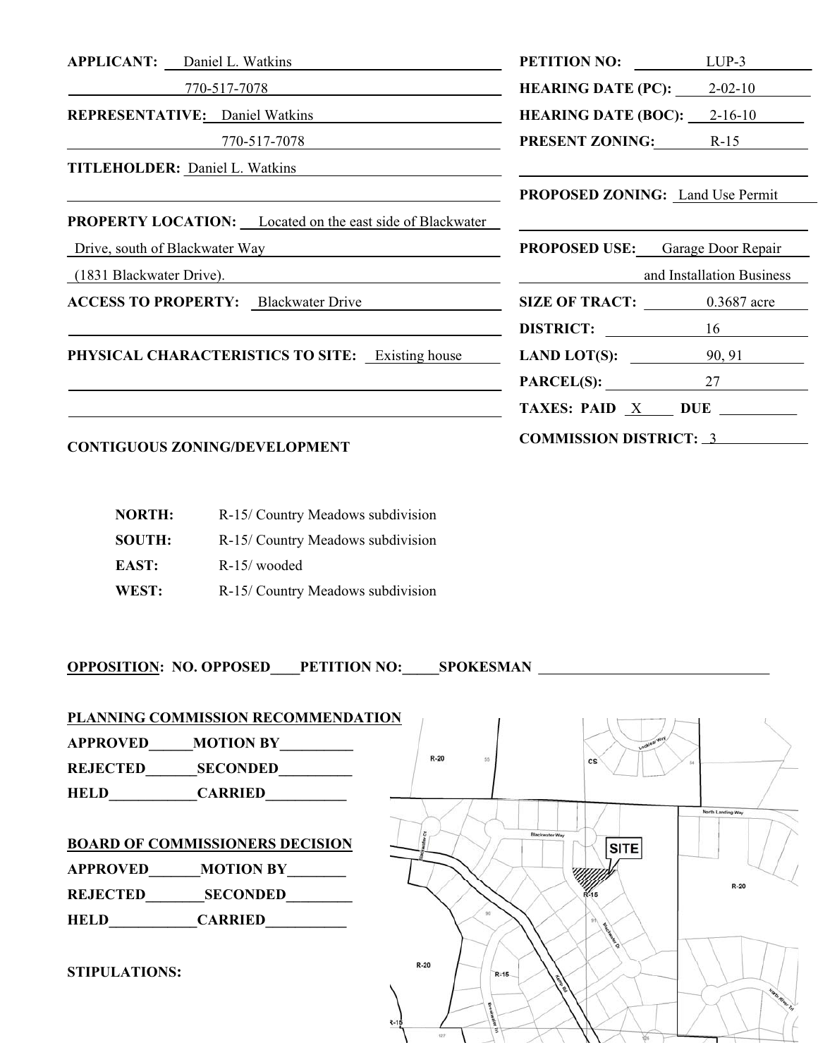**APPLICANT:** Daniel L. Watkins

770-517-7078

**REPRESENTATIVE:** Daniel Watkins

770-517-7078

**TITLEHOLDER:** Daniel L. Watkins

**PROPERTY LOCATION:** Located on the east side of Blackwater Drive, south of Blackwater Way (1831 Blackwater Drive).

**ACCESS TO PROPERTY:** Blackwater Drive

**PHYSICAL CHARACTERISTICS TO SITE:** Existing house

**PETITION NO:** LUP-3

**HEARING DATE (PC):** 2-02-10

**HEARING DATE (BOC):** 2-16-10

**PRESENT ZONING:** R-15

**PROPOSED ZONING:** Land Use Permit

**PROPOSED USE:** Garage Door Repair and Installation Business

**SIZE OF TRACT:** 0.3687 acre

**DISTRICT:** 16

**LAND LOT(S):** 90, 91

**PARCEL(S):** 27

**TAXES: PAID** X **DUE** ____

**COMMISSION DISTRICT:** 3

**CONTIGUOUS ZONING/DEVELOPMENT**

**NORTH:** R-15/ Country Meadows subdivision

**SOUTH:** R-15/ Country Meadows subdivision

**EAST:** R-15/ wooded

**WEST:** R-15/ Country Meadows subdivision

**OPPOSITION: NO. OPPOSED____PETITION NO:_____SPOKESMAN** ________________

**PLANNING COMMISSION RECOMMENDATION**

**APPROVED______MOTION BY__________**

**REJECTED_______SECONDED__________**

**HELD____________CARRIED___________**

**BOARD OF COMMISSIONERS DECISION**

**APPROVED_______MOTION BY________**

**REJECTED________SECONDED_________**

**HELD____________CARRIED___________**

**STIPULATIONS:**

R-20 55 CS Lockleaf Way 54 North Landing Way Blackwater Ct Blackwater Way SITE R-15 R-20 90 91 Blackwater Dr R-20 R-15 Kemp Rd Breakwater Ln North River Trl R-15 127 126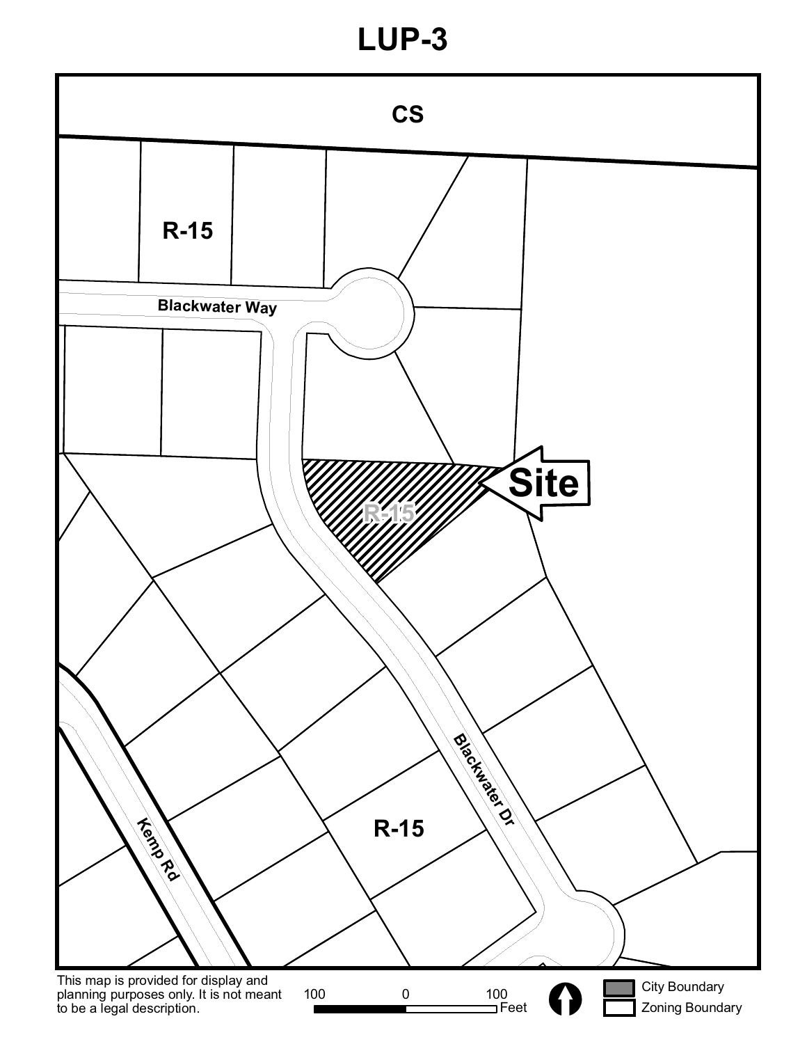# LUP-3

CS

R-15

Blackwater Way

Site

R-15

Blackwater Dr

Kemp Rd

R-15

This map is provided for display and planning purposes only. It is not meant to be a legal description.

100 0 100 Feet

City Boundary

Zoning Boundary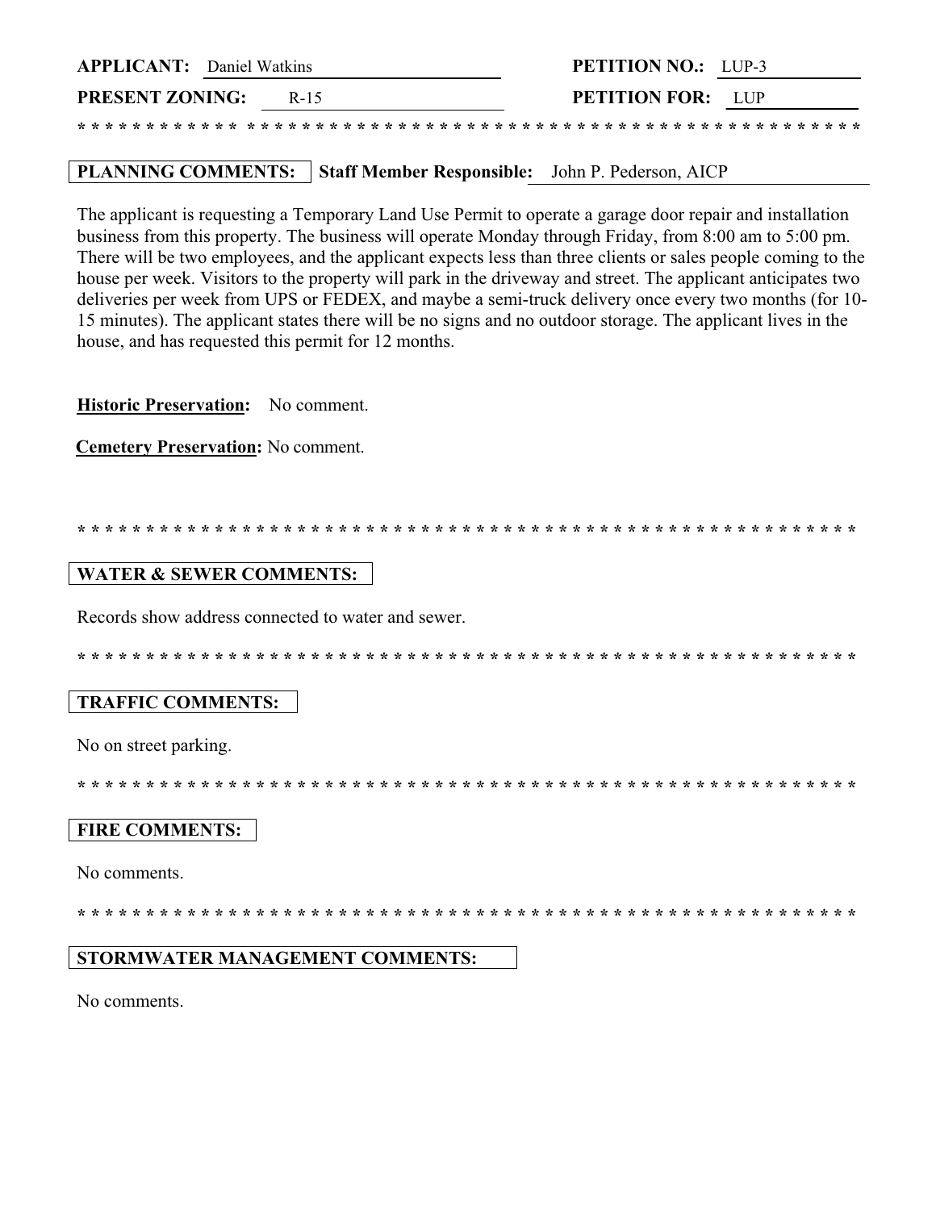**APPLICANT:** Daniel Watkins **PETITION NO.:** LUP-3

**PRESENT ZONING:** R-15 **PETITION FOR:** LUP

* * * * * * * * * * * * * * * * * * * * * * * * * * * * * * * * * * * * * * * * * * * * * * * * * * * * * * * * * * * * * *

**PLANNING COMMENTS:** **Staff Member Responsible:** John P. Pederson, AICP

The applicant is requesting a Temporary Land Use Permit to operate a garage door repair and installation business from this property. The business will operate Monday through Friday, from 8:00 am to 5:00 pm. There will be two employees, and the applicant expects less than three clients or sales people coming to the house per week. Visitors to the property will park in the driveway and street. The applicant anticipates two deliveries per week from UPS or FEDEX, and maybe a semi-truck delivery once every two months (for 10-15 minutes). The applicant states there will be no signs and no outdoor storage. The applicant lives in the house, and has requested this permit for 12 months.

**Historic Preservation:** No comment.

**Cemetery Preservation:** No comment.

* * * * * * * * * * * * * * * * * * * * * * * * * * * * * * * * * * * * * * * * * * * * * * * * * * * * * * * * * * * * * *

**WATER & SEWER COMMENTS:**

Records show address connected to water and sewer.

* * * * * * * * * * * * * * * * * * * * * * * * * * * * * * * * * * * * * * * * * * * * * * * * * * * * * * * * * * * * * *

**TRAFFIC COMMENTS:**

No on street parking.

* * * * * * * * * * * * * * * * * * * * * * * * * * * * * * * * * * * * * * * * * * * * * * * * * * * * * * * * * * * * * *

**FIRE COMMENTS:**

No comments.

* * * * * * * * * * * * * * * * * * * * * * * * * * * * * * * * * * * * * * * * * * * * * * * * * * * * * * * * * * * * * *

**STORMWATER MANAGEMENT COMMENTS:**

No comments.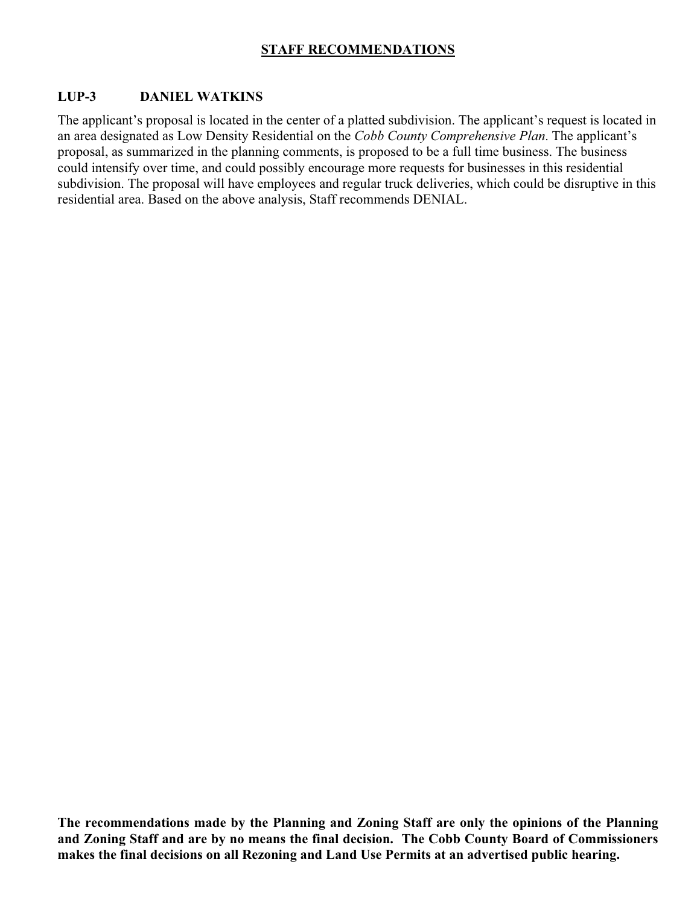## STAFF RECOMMENDATIONS

**LUP-3 DANIEL WATKINS**

The applicant's proposal is located in the center of a platted subdivision. The applicant's request is located in an area designated as Low Density Residential on the *Cobb County Comprehensive Plan*. The applicant's proposal, as summarized in the planning comments, is proposed to be a full time business. The business could intensify over time, and could possibly encourage more requests for businesses in this residential subdivision. The proposal will have employees and regular truck deliveries, which could be disruptive in this residential area. Based on the above analysis, Staff recommends DENIAL.

**The recommendations made by the Planning and Zoning Staff are only the opinions of the Planning and Zoning Staff and are by no means the final decision. The Cobb County Board of Commissioners makes the final decisions on all Rezoning and Land Use Permits at an advertised public hearing.**